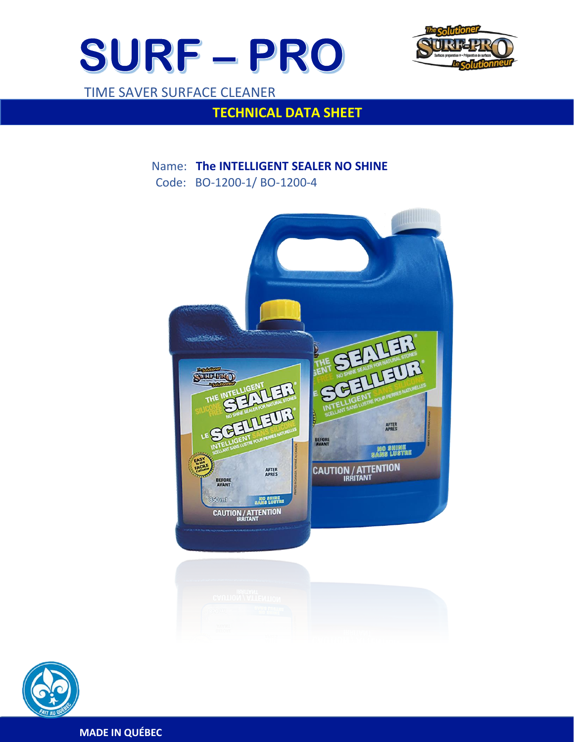# SURF – PRO

TIME SAVER SURFACE CLEANER

## TECHNICAL DATA SHEET

Name: **The INTELLIGENT SEALER NO SHINE**

Code: BO-1200-1/ BO-1200-4

MADE IN QUÉBEC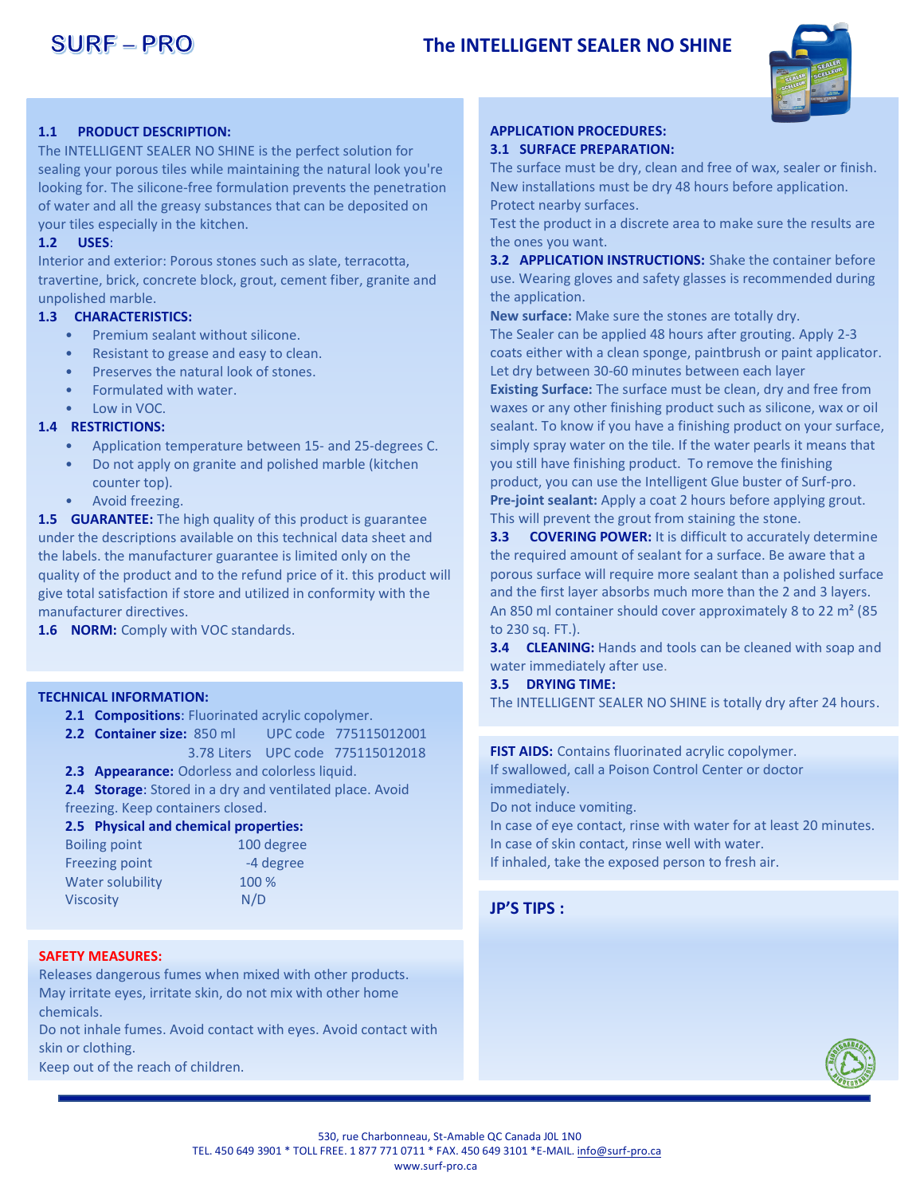# SURF – PRO

## The INTELLIGENT SEALER NO SHINE

**1.1 PRODUCT DESCRIPTION:**
The INTELLIGENT SEALER NO SHINE is the perfect solution for sealing your porous tiles while maintaining the natural look you're looking for. The silicone-free formulation prevents the penetration of water and all the greasy substances that can be deposited on your tiles especially in the kitchen.

**1.2 USES**:
Interior and exterior: Porous stones such as slate, terracotta, travertine, brick, concrete block, grout, cement fiber, granite and unpolished marble.

**1.3 CHARACTERISTICS:**

- Premium sealant without silicone.
- Resistant to grease and easy to clean.
- Preserves the natural look of stones.
- Formulated with water.
- Low in VOC.

**1.4 RESTRICTIONS:**

- Application temperature between 15- and 25-degrees C.
- Do not apply on granite and polished marble (kitchen counter top).
- Avoid freezing.

**1.5 GUARANTEE:** The high quality of this product is guarantee under the descriptions available on this technical data sheet and the labels. the manufacturer guarantee is limited only on the quality of the product and to the refund price of it. this product will give total satisfaction if store and utilized in conformity with the manufacturer directives.

**1.6 NORM:** Comply with VOC standards.

**TECHNICAL INFORMATION:**

**2.1 Compositions**: Fluorinated acrylic copolymer.

**2.2 Container size:** 850 ml UPC code 775115012001
3.78 Liters UPC code 775115012018

**2.3 Appearance:** Odorless and colorless liquid.

**2.4 Storage**: Stored in a dry and ventilated place. Avoid freezing. Keep containers closed.

**2.5 Physical and chemical properties:**

| | |
|---|---|
| Boiling point | 100 degree |
| Freezing point | -4 degree |
| Water solubility | 100 % |
| Viscosity | N/D |

**SAFETY MEASURES:**
Releases dangerous fumes when mixed with other products.
May irritate eyes, irritate skin, do not mix with other home chemicals.
Do not inhale fumes. Avoid contact with eyes. Avoid contact with skin or clothing.
Keep out of the reach of children.

**APPLICATION PROCEDURES:**

**3.1 SURFACE PREPARATION:**
The surface must be dry, clean and free of wax, sealer or finish. New installations must be dry 48 hours before application. Protect nearby surfaces.
Test the product in a discrete area to make sure the results are the ones you want.

**3.2 APPLICATION INSTRUCTIONS:** Shake the container before use. Wearing gloves and safety glasses is recommended during the application.

**New surface:** Make sure the stones are totally dry.
The Sealer can be applied 48 hours after grouting. Apply 2-3 coats either with a clean sponge, paintbrush or paint applicator. Let dry between 30-60 minutes between each layer

**Existing Surface:** The surface must be clean, dry and free from waxes or any other finishing product such as silicone, wax or oil sealant. To know if you have a finishing product on your surface, simply spray water on the tile. If the water pearls it means that you still have finishing product. To remove the finishing product, you can use the Intelligent Glue buster of Surf-pro.

**Pre-joint sealant:** Apply a coat 2 hours before applying grout. This will prevent the grout from staining the stone.

**3.3 COVERING POWER:** It is difficult to accurately determine the required amount of sealant for a surface. Be aware that a porous surface will require more sealant than a polished surface and the first layer absorbs much more than the 2 and 3 layers. An 850 ml container should cover approximately 8 to 22 m² (85 to 230 sq. FT.).

**3.4 CLEANING:** Hands and tools can be cleaned with soap and water immediately after use.

**3.5 DRYING TIME:**
The INTELLIGENT SEALER NO SHINE is totally dry after 24 hours.

**FIST AIDS:** Contains fluorinated acrylic copolymer.
If swallowed, call a Poison Control Center or doctor immediately.
Do not induce vomiting.
In case of eye contact, rinse with water for at least 20 minutes.
In case of skin contact, rinse well with water.
If inhaled, take the exposed person to fresh air.

**JP'S TIPS :**

530, rue Charbonneau, St-Amable QC Canada J0L 1N0
TEL. 450 649 3901 * TOLL FREE. 1 877 771 0711 * FAX. 450 649 3101 *E-MAIL. info@surf-pro.ca
www.surf-pro.ca